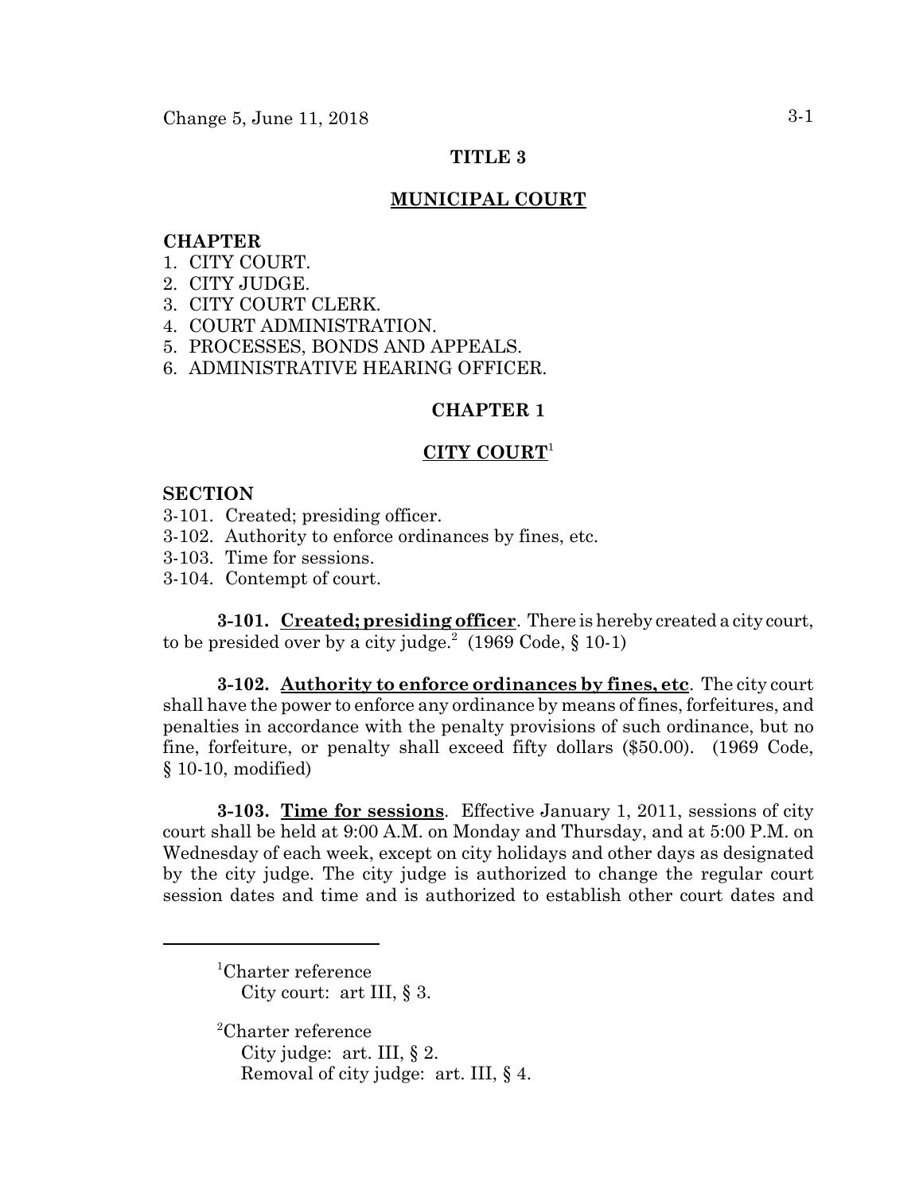# TITLE 3

## MUNICIPAL COURT

**CHAPTER**

1. CITY COURT.
2. CITY JUDGE.
3. CITY COURT CLERK.
4. COURT ADMINISTRATION.
5. PROCESSES, BONDS AND APPEALS.
6. ADMINISTRATIVE HEARING OFFICER.

## CHAPTER 1

## CITY COURT[1]

**SECTION**

3-101. Created; presiding officer.
3-102. Authority to enforce ordinances by fines, etc.
3-103. Time for sessions.
3-104. Contempt of court.

**3-101. Created; presiding officer**. There is hereby created a city court, to be presided over by a city judge.[2] (1969 Code, § 10-1)

**3-102. Authority to enforce ordinances by fines, etc**. The city court shall have the power to enforce any ordinance by means of fines, forfeitures, and penalties in accordance with the penalty provisions of such ordinance, but no fine, forfeiture, or penalty shall exceed fifty dollars ($50.00). (1969 Code, § 10-10, modified)

**3-103. Time for sessions**. Effective January 1, 2011, sessions of city court shall be held at 9:00 A.M. on Monday and Thursday, and at 5:00 P.M. on Wednesday of each week, except on city holidays and other days as designated by the city judge. The city judge is authorized to change the regular court session dates and time and is authorized to establish other court dates and

---

[1] Charter reference
City court: art III, § 3.

[2] Charter reference
City judge: art. III, § 2.
Removal of city judge: art. III, § 4.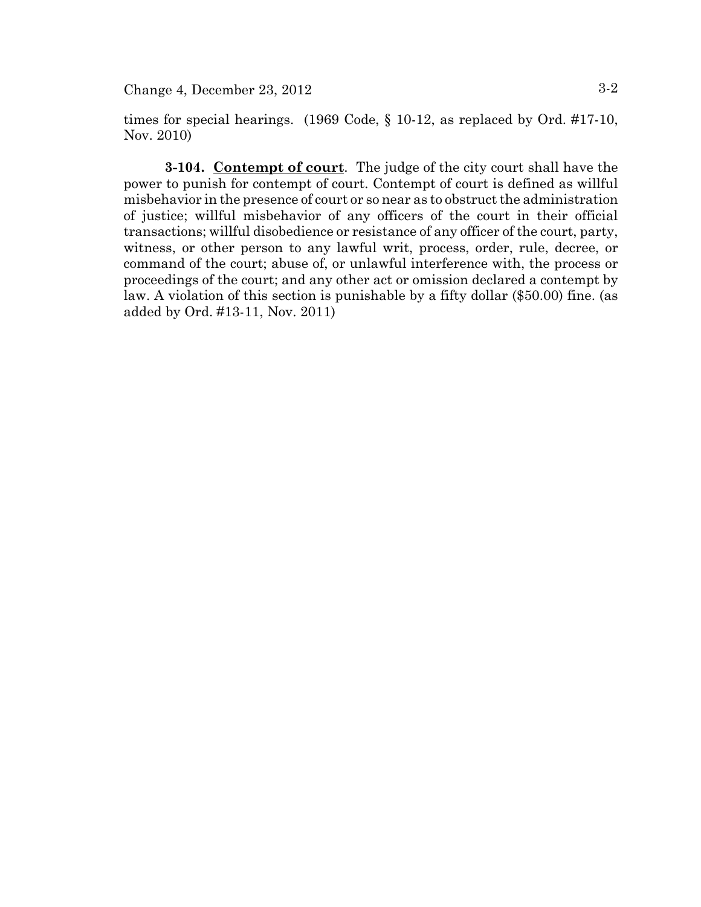times for special hearings. (1969 Code, § 10-12, as replaced by Ord. #17-10, Nov. 2010)

**3-104. <u>Contempt of court</u>**. The judge of the city court shall have the power to punish for contempt of court. Contempt of court is defined as willful misbehavior in the presence of court or so near as to obstruct the administration of justice; willful misbehavior of any officers of the court in their official transactions; willful disobedience or resistance of any officer of the court, party, witness, or other person to any lawful writ, process, order, rule, decree, or command of the court; abuse of, or unlawful interference with, the process or proceedings of the court; and any other act or omission declared a contempt by law. A violation of this section is punishable by a fifty dollar ($50.00) fine. (as added by Ord. #13-11, Nov. 2011)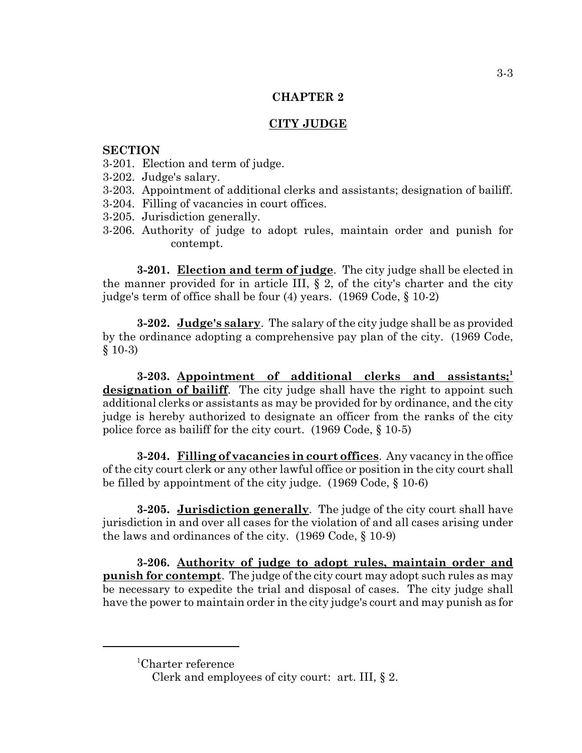## CHAPTER 2

## CITY JUDGE

**SECTION**

3-201. Election and term of judge.
3-202. Judge's salary.
3-203. Appointment of additional clerks and assistants; designation of bailiff.
3-204. Filling of vacancies in court offices.
3-205. Jurisdiction generally.
3-206. Authority of judge to adopt rules, maintain order and punish for contempt.

**3-201. Election and term of judge**. The city judge shall be elected in the manner provided for in article III, § 2, of the city's charter and the city judge's term of office shall be four (4) years. (1969 Code, § 10-2)

**3-202. Judge's salary**. The salary of the city judge shall be as provided by the ordinance adopting a comprehensive pay plan of the city. (1969 Code, § 10-3)

**3-203. Appointment of additional clerks and assistants;[1] designation of bailiff**. The city judge shall have the right to appoint such additional clerks or assistants as may be provided for by ordinance, and the city judge is hereby authorized to designate an officer from the ranks of the city police force as bailiff for the city court. (1969 Code, § 10-5)

**3-204. Filling of vacancies in court offices**. Any vacancy in the office of the city court clerk or any other lawful office or position in the city court shall be filled by appointment of the city judge. (1969 Code, § 10-6)

**3-205. Jurisdiction generally**. The judge of the city court shall have jurisdiction in and over all cases for the violation of and all cases arising under the laws and ordinances of the city. (1969 Code, § 10-9)

**3-206. Authority of judge to adopt rules, maintain order and punish for contempt**. The judge of the city court may adopt such rules as may be necessary to expedite the trial and disposal of cases. The city judge shall have the power to maintain order in the city judge's court and may punish as for

---

[1]Charter reference
Clerk and employees of city court: art. III, § 2.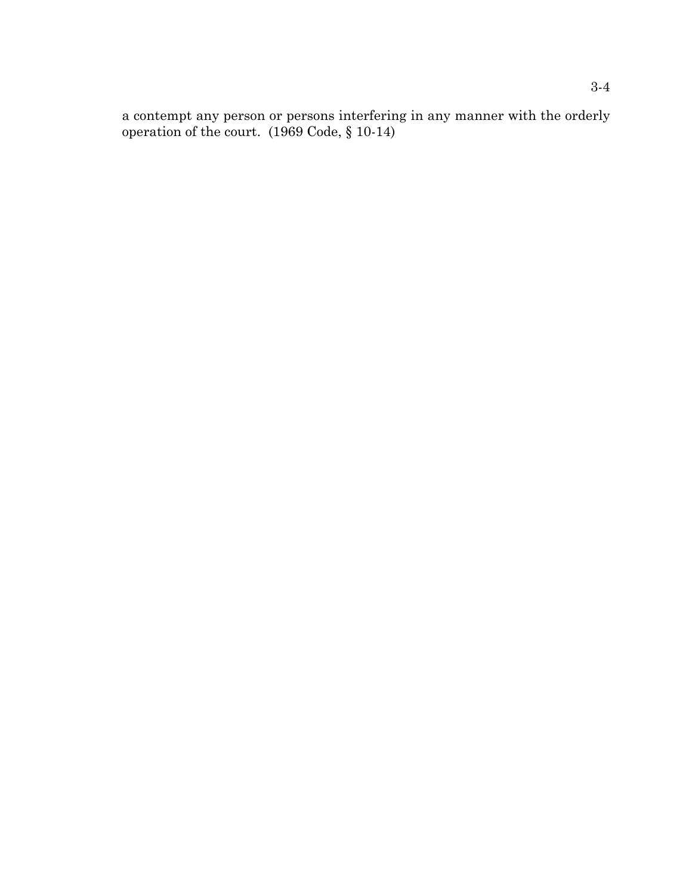a contempt any person or persons interfering in any manner with the orderly operation of the court. (1969 Code, § 10-14)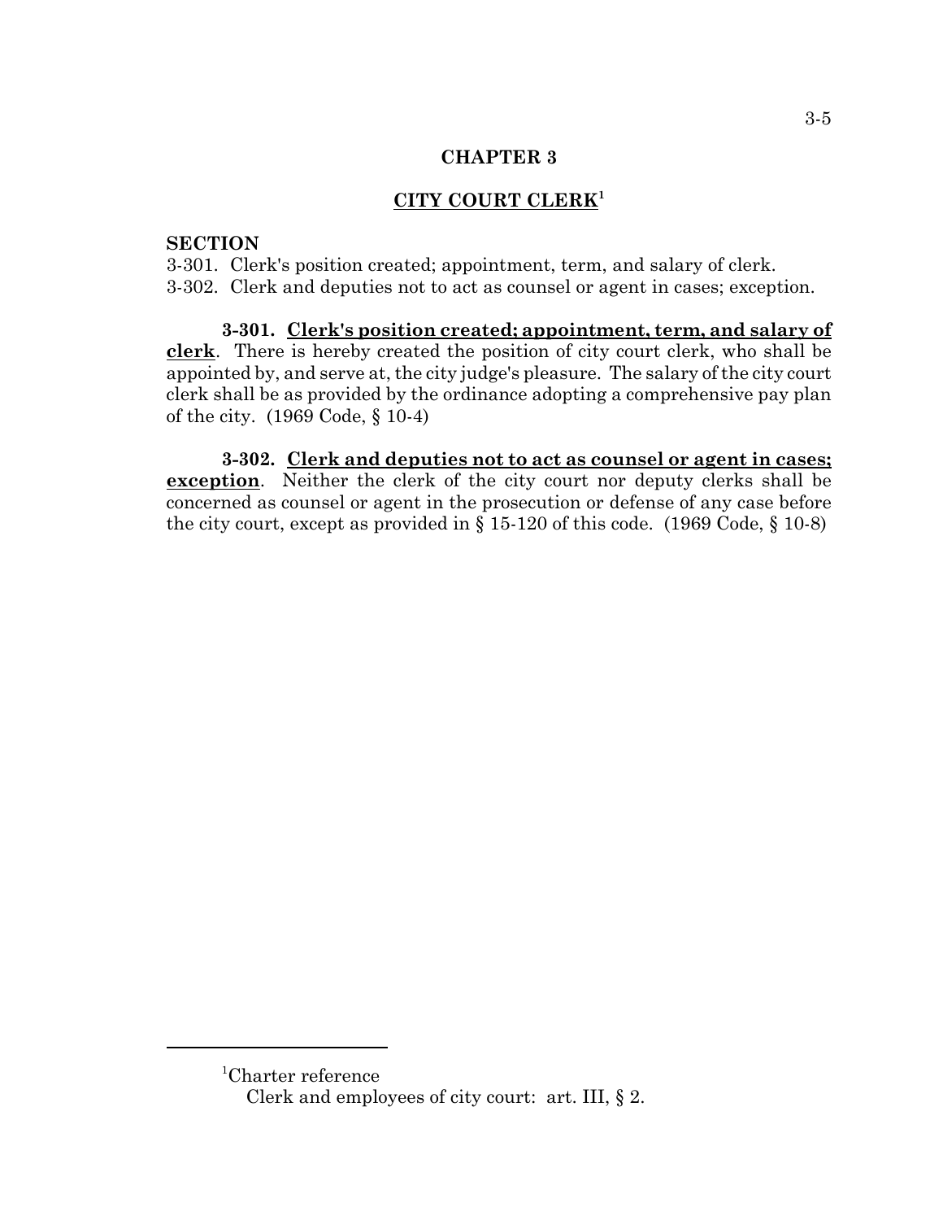# CHAPTER 3

## CITY COURT CLERK[1]

**SECTION**

3-301. Clerk's position created; appointment, term, and salary of clerk.
3-302. Clerk and deputies not to act as counsel or agent in cases; exception.

**3-301. Clerk's position created; appointment, term, and salary of clerk.** There is hereby created the position of city court clerk, who shall be appointed by, and serve at, the city judge's pleasure. The salary of the city court clerk shall be as provided by the ordinance adopting a comprehensive pay plan of the city. (1969 Code, § 10-4)

**3-302. Clerk and deputies not to act as counsel or agent in cases; exception.** Neither the clerk of the city court nor deputy clerks shall be concerned as counsel or agent in the prosecution or defense of any case before the city court, except as provided in § 15-120 of this code. (1969 Code, § 10-8)

---

[1]Charter reference
Clerk and employees of city court: art. III, § 2.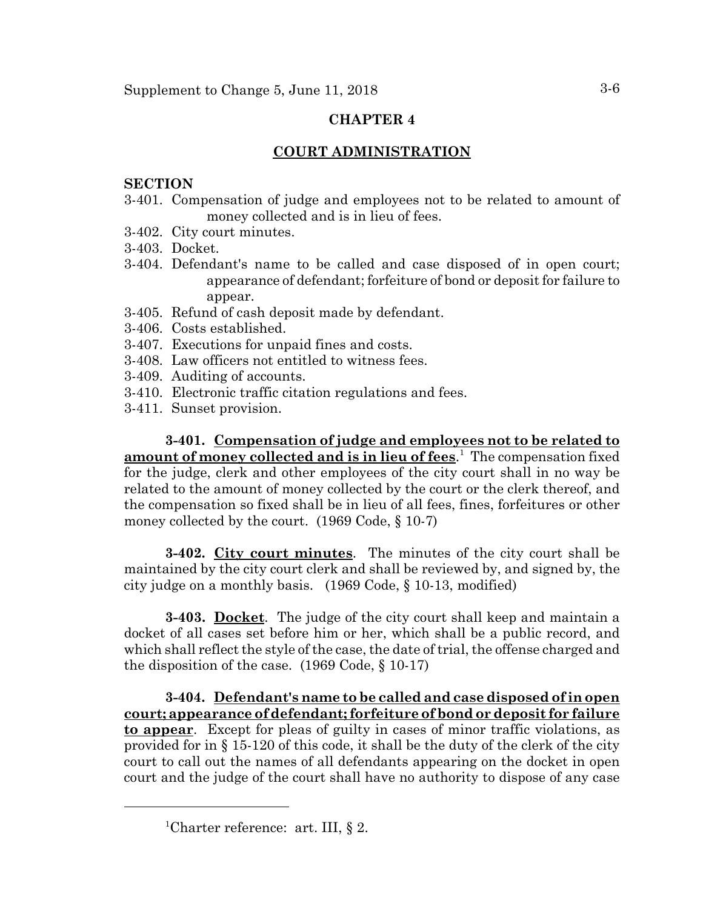## CHAPTER 4

## COURT ADMINISTRATION

**SECTION**

3-401. Compensation of judge and employees not to be related to amount of money collected and is in lieu of fees.
3-402. City court minutes.
3-403. Docket.
3-404. Defendant's name to be called and case disposed of in open court; appearance of defendant; forfeiture of bond or deposit for failure to appear.
3-405. Refund of cash deposit made by defendant.
3-406. Costs established.
3-407. Executions for unpaid fines and costs.
3-408. Law officers not entitled to witness fees.
3-409. Auditing of accounts.
3-410. Electronic traffic citation regulations and fees.
3-411. Sunset provision.

**3-401. Compensation of judge and employees not to be related to amount of money collected and is in lieu of fees**.[1] The compensation fixed for the judge, clerk and other employees of the city court shall in no way be related to the amount of money collected by the court or the clerk thereof, and the compensation so fixed shall be in lieu of all fees, fines, forfeitures or other money collected by the court. (1969 Code, § 10-7)

**3-402. City court minutes**. The minutes of the city court shall be maintained by the city court clerk and shall be reviewed by, and signed by, the city judge on a monthly basis. (1969 Code, § 10-13, modified)

**3-403. Docket**. The judge of the city court shall keep and maintain a docket of all cases set before him or her, which shall be a public record, and which shall reflect the style of the case, the date of trial, the offense charged and the disposition of the case. (1969 Code, § 10-17)

**3-404. Defendant's name to be called and case disposed of in open court; appearance of defendant; forfeiture of bond or deposit for failure to appear**. Except for pleas of guilty in cases of minor traffic violations, as provided for in § 15-120 of this code, it shall be the duty of the clerk of the city court to call out the names of all defendants appearing on the docket in open court and the judge of the court shall have no authority to dispose of any case

[1]Charter reference: art. III, § 2.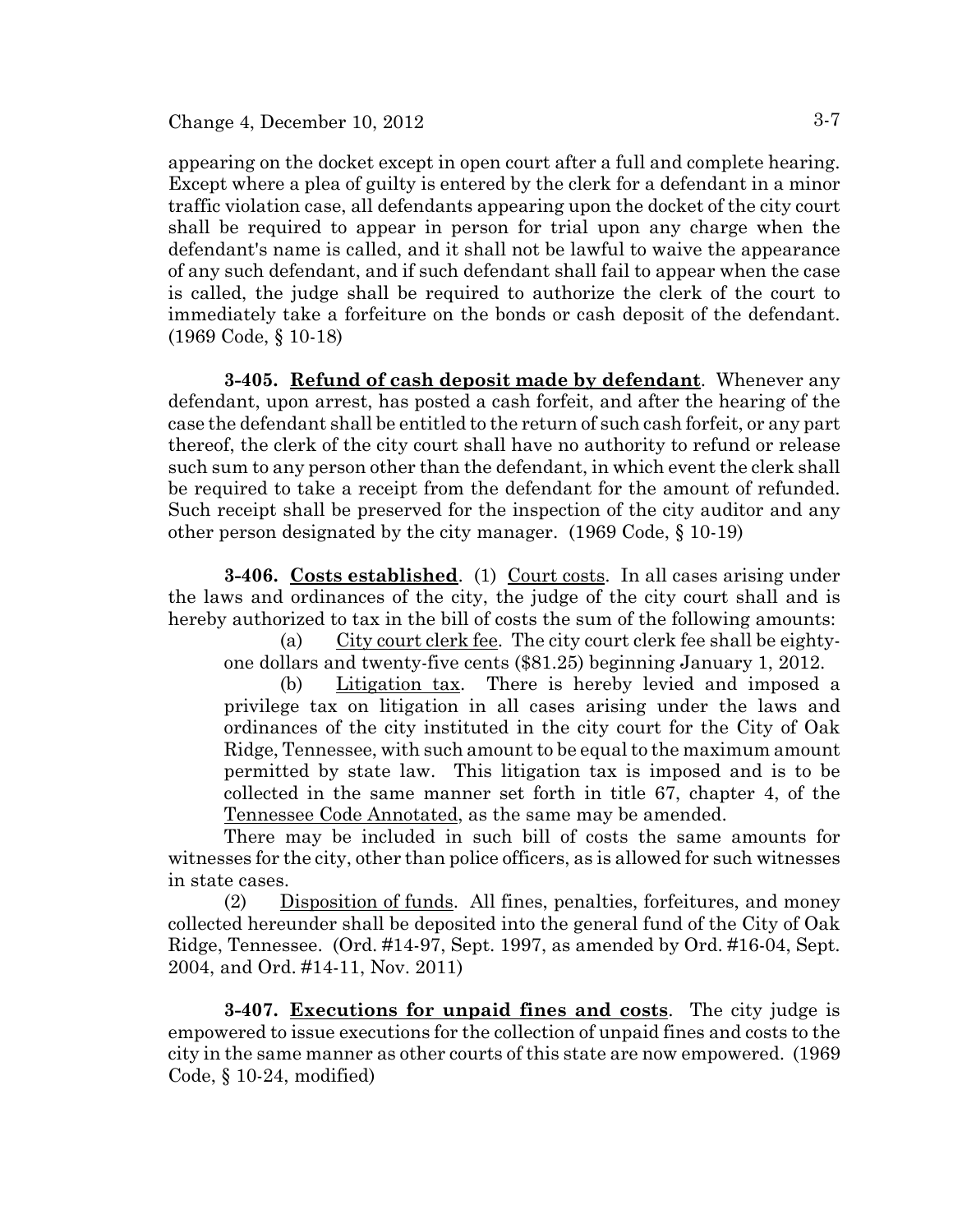appearing on the docket except in open court after a full and complete hearing. Except where a plea of guilty is entered by the clerk for a defendant in a minor traffic violation case, all defendants appearing upon the docket of the city court shall be required to appear in person for trial upon any charge when the defendant's name is called, and it shall not be lawful to waive the appearance of any such defendant, and if such defendant shall fail to appear when the case is called, the judge shall be required to authorize the clerk of the court to immediately take a forfeiture on the bonds or cash deposit of the defendant. (1969 Code, § 10-18)

**3-405. Refund of cash deposit made by defendant**. Whenever any defendant, upon arrest, has posted a cash forfeit, and after the hearing of the case the defendant shall be entitled to the return of such cash forfeit, or any part thereof, the clerk of the city court shall have no authority to refund or release such sum to any person other than the defendant, in which event the clerk shall be required to take a receipt from the defendant for the amount of refunded. Such receipt shall be preserved for the inspection of the city auditor and any other person designated by the city manager. (1969 Code, § 10-19)

**3-406. Costs established**. (1) Court costs. In all cases arising under the laws and ordinances of the city, the judge of the city court shall and is hereby authorized to tax in the bill of costs the sum of the following amounts:

(a) City court clerk fee. The city court clerk fee shall be eighty-one dollars and twenty-five cents ($81.25) beginning January 1, 2012.

(b) Litigation tax. There is hereby levied and imposed a privilege tax on litigation in all cases arising under the laws and ordinances of the city instituted in the city court for the City of Oak Ridge, Tennessee, with such amount to be equal to the maximum amount permitted by state law. This litigation tax is imposed and is to be collected in the same manner set forth in title 67, chapter 4, of the Tennessee Code Annotated, as the same may be amended.

There may be included in such bill of costs the same amounts for witnesses for the city, other than police officers, as is allowed for such witnesses in state cases.

(2) Disposition of funds. All fines, penalties, forfeitures, and money collected hereunder shall be deposited into the general fund of the City of Oak Ridge, Tennessee. (Ord. #14-97, Sept. 1997, as amended by Ord. #16-04, Sept. 2004, and Ord. #14-11, Nov. 2011)

**3-407. Executions for unpaid fines and costs**. The city judge is empowered to issue executions for the collection of unpaid fines and costs to the city in the same manner as other courts of this state are now empowered. (1969 Code, § 10-24, modified)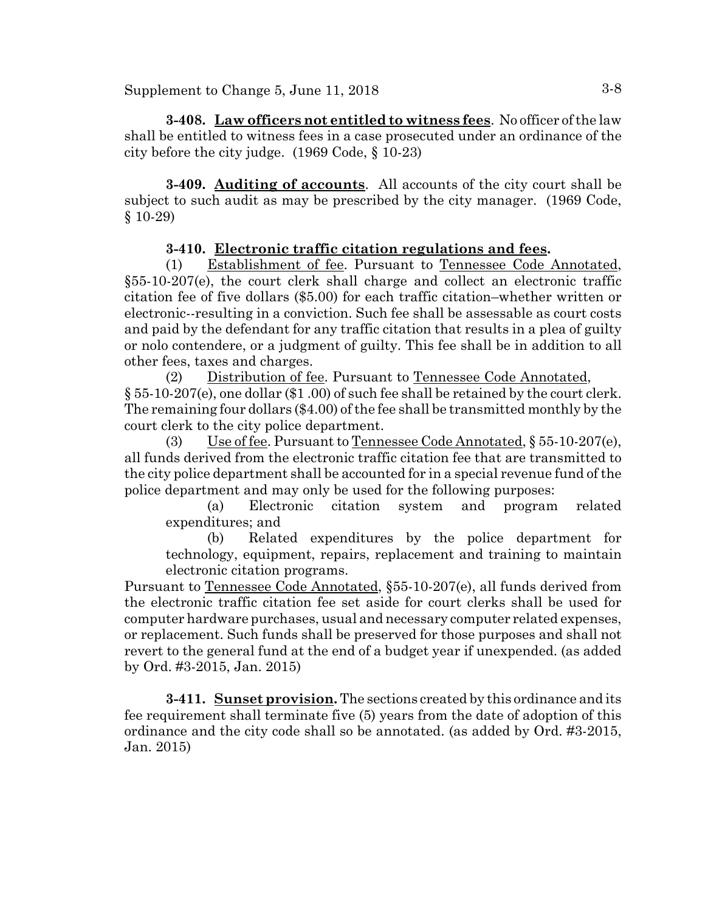**3-408. Law officers not entitled to witness fees**. No officer of the law shall be entitled to witness fees in a case prosecuted under an ordinance of the city before the city judge. (1969 Code, § 10-23)

**3-409. Auditing of accounts**. All accounts of the city court shall be subject to such audit as may be prescribed by the city manager. (1969 Code, § 10-29)

**3-410. Electronic traffic citation regulations and fees.**

(1) Establishment of fee. Pursuant to Tennessee Code Annotated, §55-10-207(e), the court clerk shall charge and collect an electronic traffic citation fee of five dollars ($5.00) for each traffic citation–whether written or electronic--resulting in a conviction. Such fee shall be assessable as court costs and paid by the defendant for any traffic citation that results in a plea of guilty or nolo contendere, or a judgment of guilty. This fee shall be in addition to all other fees, taxes and charges.

(2) Distribution of fee. Pursuant to Tennessee Code Annotated, § 55-10-207(e), one dollar ($1 .00) of such fee shall be retained by the court clerk. The remaining four dollars ($4.00) of the fee shall be transmitted monthly by the court clerk to the city police department.

(3) Use of fee. Pursuant to Tennessee Code Annotated, § 55-10-207(e), all funds derived from the electronic traffic citation fee that are transmitted to the city police department shall be accounted for in a special revenue fund of the police department and may only be used for the following purposes:

(a) Electronic citation system and program related expenditures; and

(b) Related expenditures by the police department for technology, equipment, repairs, replacement and training to maintain electronic citation programs.

Pursuant to Tennessee Code Annotated, §55-10-207(e), all funds derived from the electronic traffic citation fee set aside for court clerks shall be used for computer hardware purchases, usual and necessary computer related expenses, or replacement. Such funds shall be preserved for those purposes and shall not revert to the general fund at the end of a budget year if unexpended. (as added by Ord. #3-2015, Jan. 2015)

**3-411. Sunset provision.** The sections created by this ordinance and its fee requirement shall terminate five (5) years from the date of adoption of this ordinance and the city code shall so be annotated. (as added by Ord. #3-2015, Jan. 2015)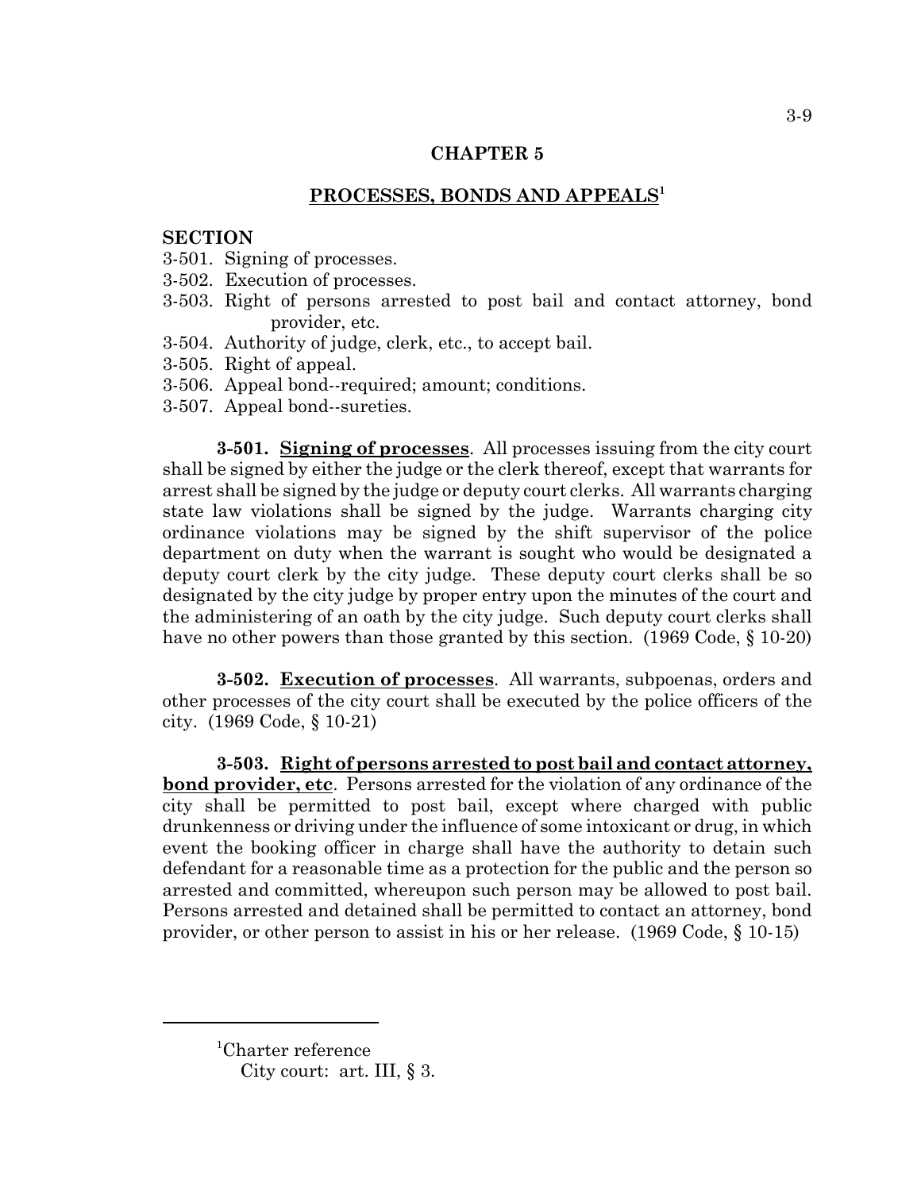# CHAPTER 5

## PROCESSES, BONDS AND APPEALS[1]

**SECTION**

3-501. Signing of processes.
3-502. Execution of processes.
3-503. Right of persons arrested to post bail and contact attorney, bond provider, etc.
3-504. Authority of judge, clerk, etc., to accept bail.
3-505. Right of appeal.
3-506. Appeal bond--required; amount; conditions.
3-507. Appeal bond--sureties.

**3-501. Signing of processes**. All processes issuing from the city court shall be signed by either the judge or the clerk thereof, except that warrants for arrest shall be signed by the judge or deputy court clerks. All warrants charging state law violations shall be signed by the judge. Warrants charging city ordinance violations may be signed by the shift supervisor of the police department on duty when the warrant is sought who would be designated a deputy court clerk by the city judge. These deputy court clerks shall be so designated by the city judge by proper entry upon the minutes of the court and the administering of an oath by the city judge. Such deputy court clerks shall have no other powers than those granted by this section. (1969 Code, § 10-20)

**3-502. Execution of processes**. All warrants, subpoenas, orders and other processes of the city court shall be executed by the police officers of the city. (1969 Code, § 10-21)

**3-503. Right of persons arrested to post bail and contact attorney, bond provider, etc**. Persons arrested for the violation of any ordinance of the city shall be permitted to post bail, except where charged with public drunkenness or driving under the influence of some intoxicant or drug, in which event the booking officer in charge shall have the authority to detain such defendant for a reasonable time as a protection for the public and the person so arrested and committed, whereupon such person may be allowed to post bail. Persons arrested and detained shall be permitted to contact an attorney, bond provider, or other person to assist in his or her release. (1969 Code, § 10-15)

---

[1] Charter reference
City court: art. III, § 3.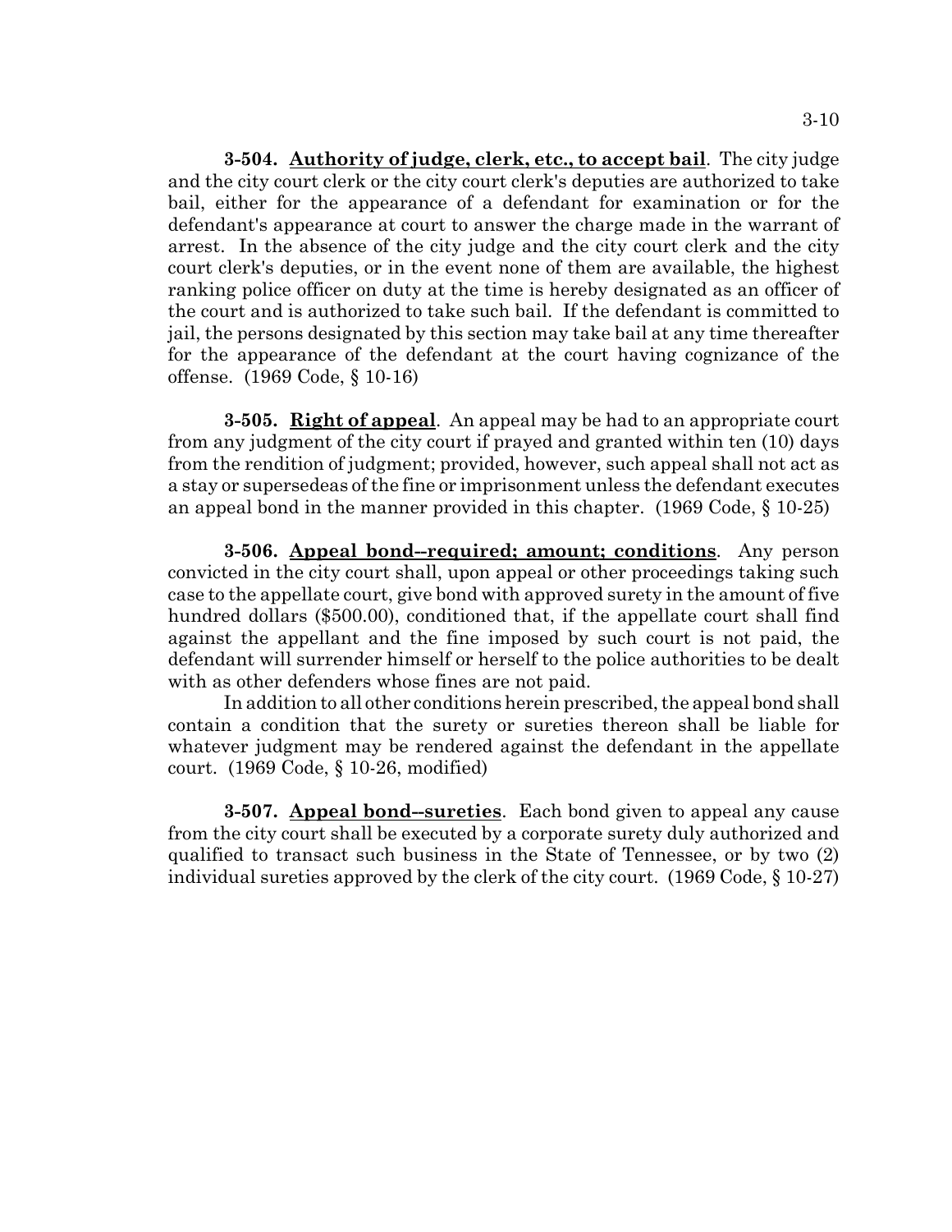**3-504. <u>Authority of judge, clerk, etc., to accept bail</u>**. The city judge and the city court clerk or the city court clerk's deputies are authorized to take bail, either for the appearance of a defendant for examination or for the defendant's appearance at court to answer the charge made in the warrant of arrest. In the absence of the city judge and the city court clerk and the city court clerk's deputies, or in the event none of them are available, the highest ranking police officer on duty at the time is hereby designated as an officer of the court and is authorized to take such bail. If the defendant is committed to jail, the persons designated by this section may take bail at any time thereafter for the appearance of the defendant at the court having cognizance of the offense. (1969 Code, § 10-16)

**3-505. <u>Right of appeal</u>**. An appeal may be had to an appropriate court from any judgment of the city court if prayed and granted within ten (10) days from the rendition of judgment; provided, however, such appeal shall not act as a stay or supersedeas of the fine or imprisonment unless the defendant executes an appeal bond in the manner provided in this chapter. (1969 Code, § 10-25)

**3-506. <u>Appeal bond--required; amount; conditions</u>**. Any person convicted in the city court shall, upon appeal or other proceedings taking such case to the appellate court, give bond with approved surety in the amount of five hundred dollars ($500.00), conditioned that, if the appellate court shall find against the appellant and the fine imposed by such court is not paid, the defendant will surrender himself or herself to the police authorities to be dealt with as other defenders whose fines are not paid.

In addition to all other conditions herein prescribed, the appeal bond shall contain a condition that the surety or sureties thereon shall be liable for whatever judgment may be rendered against the defendant in the appellate court. (1969 Code, § 10-26, modified)

**3-507. <u>Appeal bond--sureties</u>**. Each bond given to appeal any cause from the city court shall be executed by a corporate surety duly authorized and qualified to transact such business in the State of Tennessee, or by two (2) individual sureties approved by the clerk of the city court. (1969 Code, § 10-27)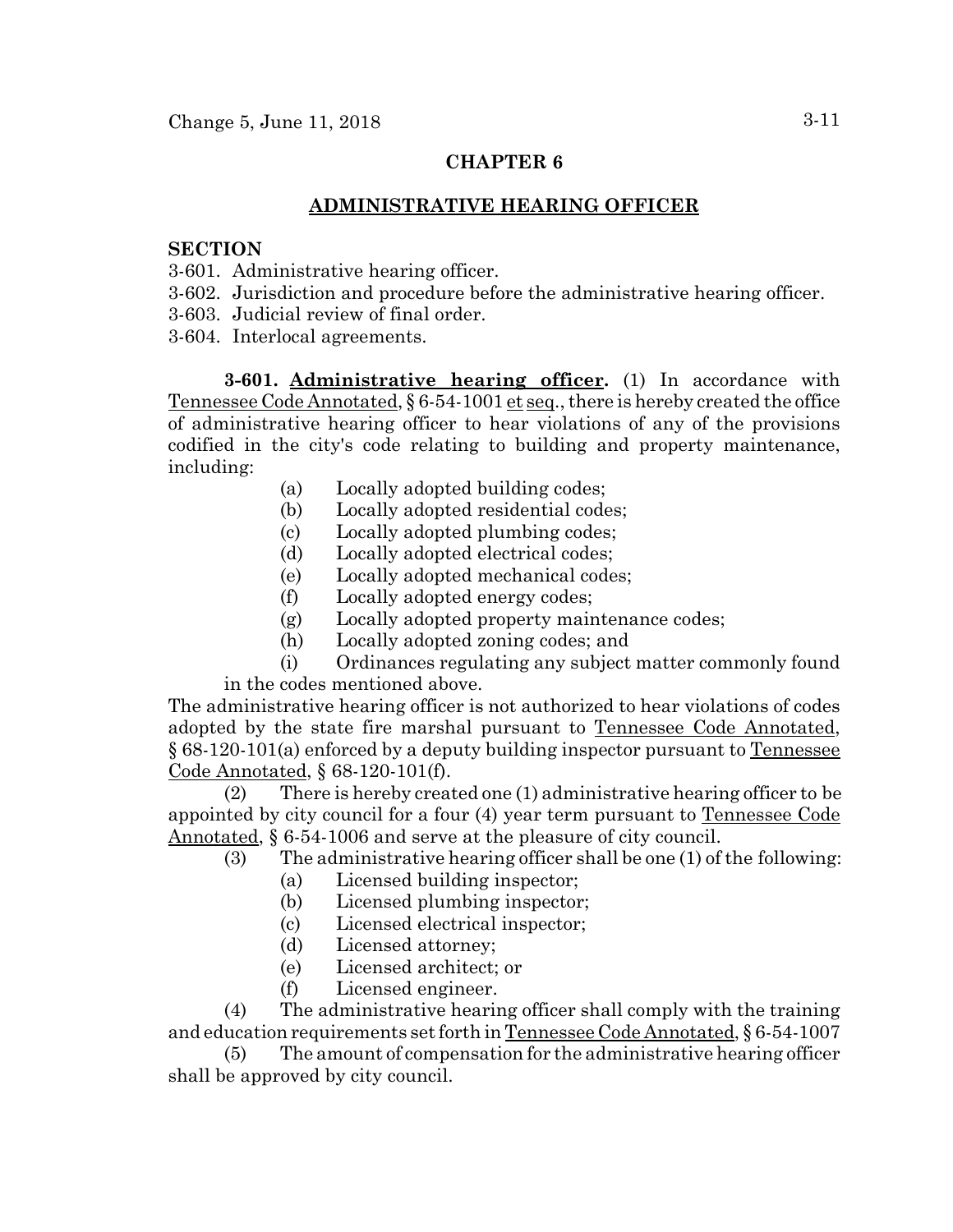## CHAPTER 6

## ADMINISTRATIVE HEARING OFFICER

**SECTION**

3-601. Administrative hearing officer.
3-602. Jurisdiction and procedure before the administrative hearing officer.
3-603. Judicial review of final order.
3-604. Interlocal agreements.

**3-601. Administrative hearing officer.** (1) In accordance with Tennessee Code Annotated, § 6-54-1001 et seq., there is hereby created the office of administrative hearing officer to hear violations of any of the provisions codified in the city's code relating to building and property maintenance, including:

(a) Locally adopted building codes;
(b) Locally adopted residential codes;
(c) Locally adopted plumbing codes;
(d) Locally adopted electrical codes;
(e) Locally adopted mechanical codes;
(f) Locally adopted energy codes;
(g) Locally adopted property maintenance codes;
(h) Locally adopted zoning codes; and
(i) Ordinances regulating any subject matter commonly found in the codes mentioned above.

The administrative hearing officer is not authorized to hear violations of codes adopted by the state fire marshal pursuant to Tennessee Code Annotated, § 68-120-101(a) enforced by a deputy building inspector pursuant to Tennessee Code Annotated, § 68-120-101(f).

(2) There is hereby created one (1) administrative hearing officer to be appointed by city council for a four (4) year term pursuant to Tennessee Code Annotated, § 6-54-1006 and serve at the pleasure of city council.

(3) The administrative hearing officer shall be one (1) of the following:

(a) Licensed building inspector;
(b) Licensed plumbing inspector;
(c) Licensed electrical inspector;
(d) Licensed attorney;
(e) Licensed architect; or
(f) Licensed engineer.

(4) The administrative hearing officer shall comply with the training and education requirements set forth in Tennessee Code Annotated, § 6-54-1007

(5) The amount of compensation for the administrative hearing officer shall be approved by city council.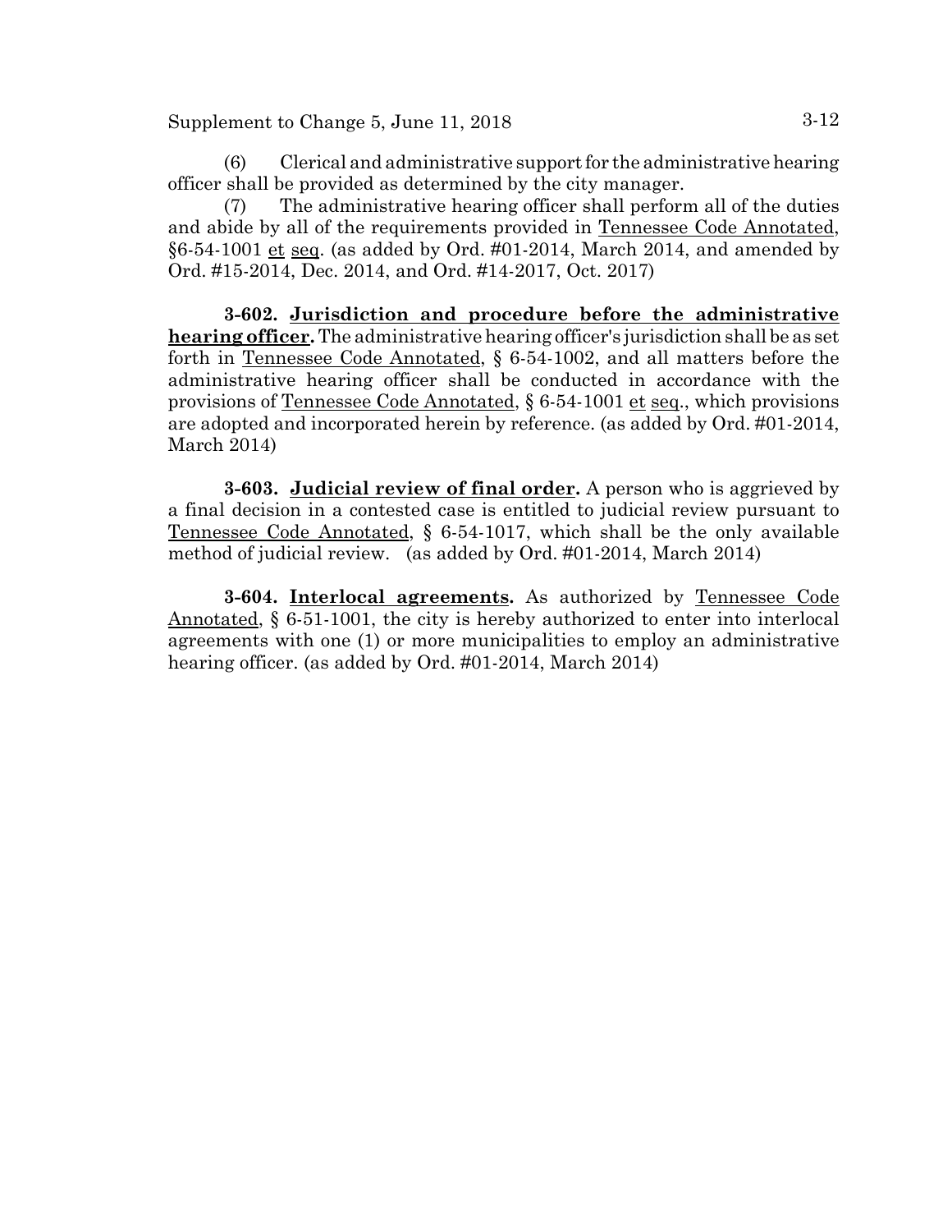(6) Clerical and administrative support for the administrative hearing officer shall be provided as determined by the city manager.

(7) The administrative hearing officer shall perform all of the duties and abide by all of the requirements provided in Tennessee Code Annotated, §6-54-1001 et seq. (as added by Ord. #01-2014, March 2014, and amended by Ord. #15-2014, Dec. 2014, and Ord. #14-2017, Oct. 2017)

**3-602. Jurisdiction and procedure before the administrative hearing officer.** The administrative hearing officer's jurisdiction shall be as set forth in Tennessee Code Annotated, § 6-54-1002, and all matters before the administrative hearing officer shall be conducted in accordance with the provisions of Tennessee Code Annotated, § 6-54-1001 et seq., which provisions are adopted and incorporated herein by reference. (as added by Ord. #01-2014, March 2014)

**3-603. Judicial review of final order.** A person who is aggrieved by a final decision in a contested case is entitled to judicial review pursuant to Tennessee Code Annotated, § 6-54-1017, which shall be the only available method of judicial review. (as added by Ord. #01-2014, March 2014)

**3-604. Interlocal agreements.** As authorized by Tennessee Code Annotated, § 6-51-1001, the city is hereby authorized to enter into interlocal agreements with one (1) or more municipalities to employ an administrative hearing officer. (as added by Ord. #01-2014, March 2014)